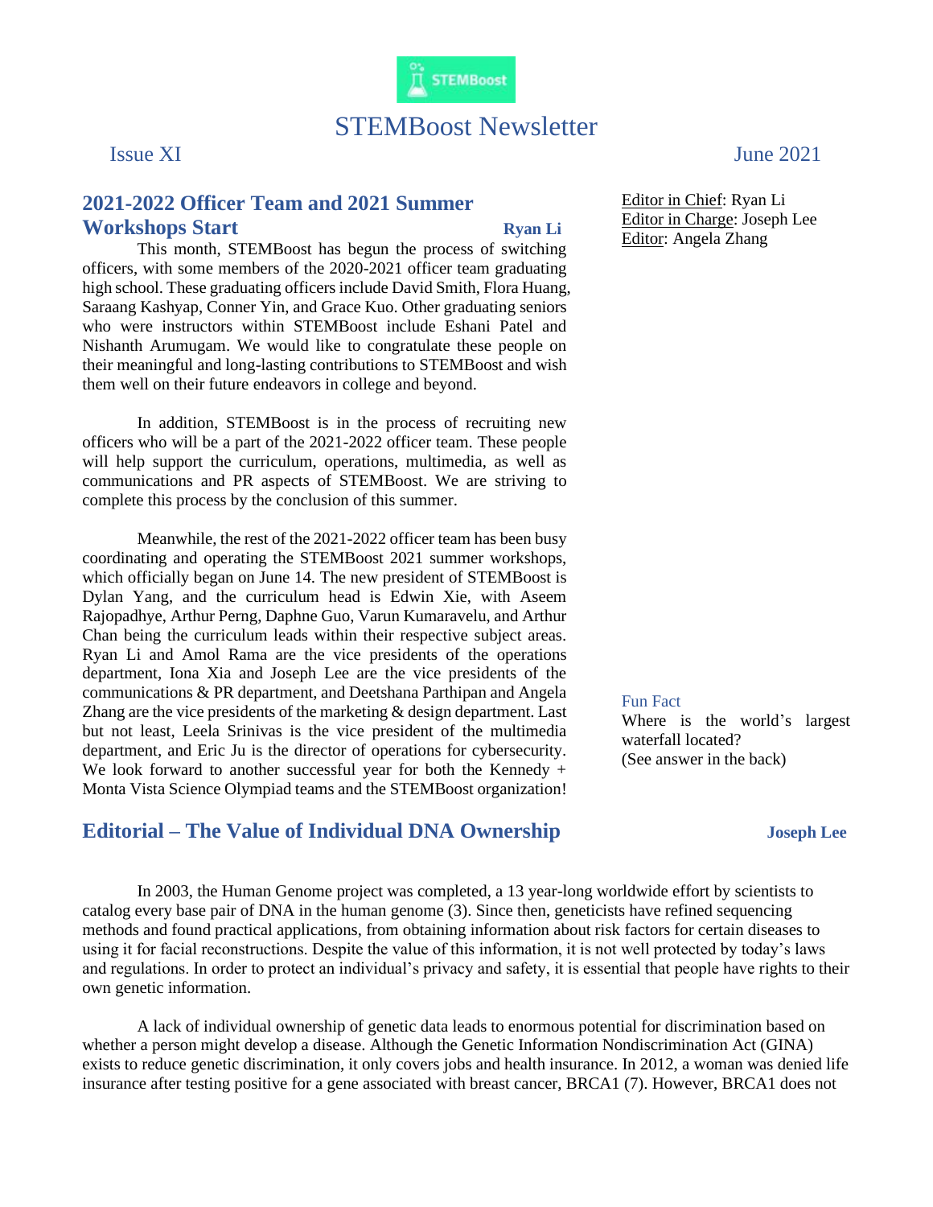# STEMBoost Newsletter

Issue XI　　　　　　　　　　　　　　　　June 2021

## 2021-2022 Officer Team and 2021 Summer Workshops Start

**Ryan Li**

This month, STEMBoost has begun the process of switching officers, with some members of the 2020-2021 officer team graduating high school. These graduating officers include David Smith, Flora Huang, Saraang Kashyap, Conner Yin, and Grace Kuo. Other graduating seniors who were instructors within STEMBoost include Eshani Patel and Nishanth Arumugam. We would like to congratulate these people on their meaningful and long-lasting contributions to STEMBoost and wish them well on their future endeavors in college and beyond.

In addition, STEMBoost is in the process of recruiting new officers who will be a part of the 2021-2022 officer team. These people will help support the curriculum, operations, multimedia, as well as communications and PR aspects of STEMBoost. We are striving to complete this process by the conclusion of this summer.

Meanwhile, the rest of the 2021-2022 officer team has been busy coordinating and operating the STEMBoost 2021 summer workshops, which officially began on June 14. The new president of STEMBoost is Dylan Yang, and the curriculum head is Edwin Xie, with Aseem Rajopadhye, Arthur Perng, Daphne Guo, Varun Kumaravelu, and Arthur Chan being the curriculum leads within their respective subject areas. Ryan Li and Amol Rama are the vice presidents of the operations department, Iona Xia and Joseph Lee are the vice presidents of the communications & PR department, and Deetshana Parthipan and Angela Zhang are the vice presidents of the marketing & design department. Last but not least, Leela Srinivas is the vice president of the multimedia department, and Eric Ju is the director of operations for cybersecurity. We look forward to another successful year for both the Kennedy + Monta Vista Science Olympiad teams and the STEMBoost organization!

Editor in Chief: Ryan Li
Editor in Charge: Joseph Lee
Editor: Angela Zhang

Fun Fact
Where is the world's largest waterfall located?
(See answer in the back)

## Editorial – The Value of Individual DNA Ownership

**Joseph Lee**

In 2003, the Human Genome project was completed, a 13 year-long worldwide effort by scientists to catalog every base pair of DNA in the human genome (3). Since then, geneticists have refined sequencing methods and found practical applications, from obtaining information about risk factors for certain diseases to using it for facial reconstructions. Despite the value of this information, it is not well protected by today's laws and regulations. In order to protect an individual's privacy and safety, it is essential that people have rights to their own genetic information.

A lack of individual ownership of genetic data leads to enormous potential for discrimination based on whether a person might develop a disease. Although the Genetic Information Nondiscrimination Act (GINA) exists to reduce genetic discrimination, it only covers jobs and health insurance. In 2012, a woman was denied life insurance after testing positive for a gene associated with breast cancer, BRCA1 (7). However, BRCA1 does not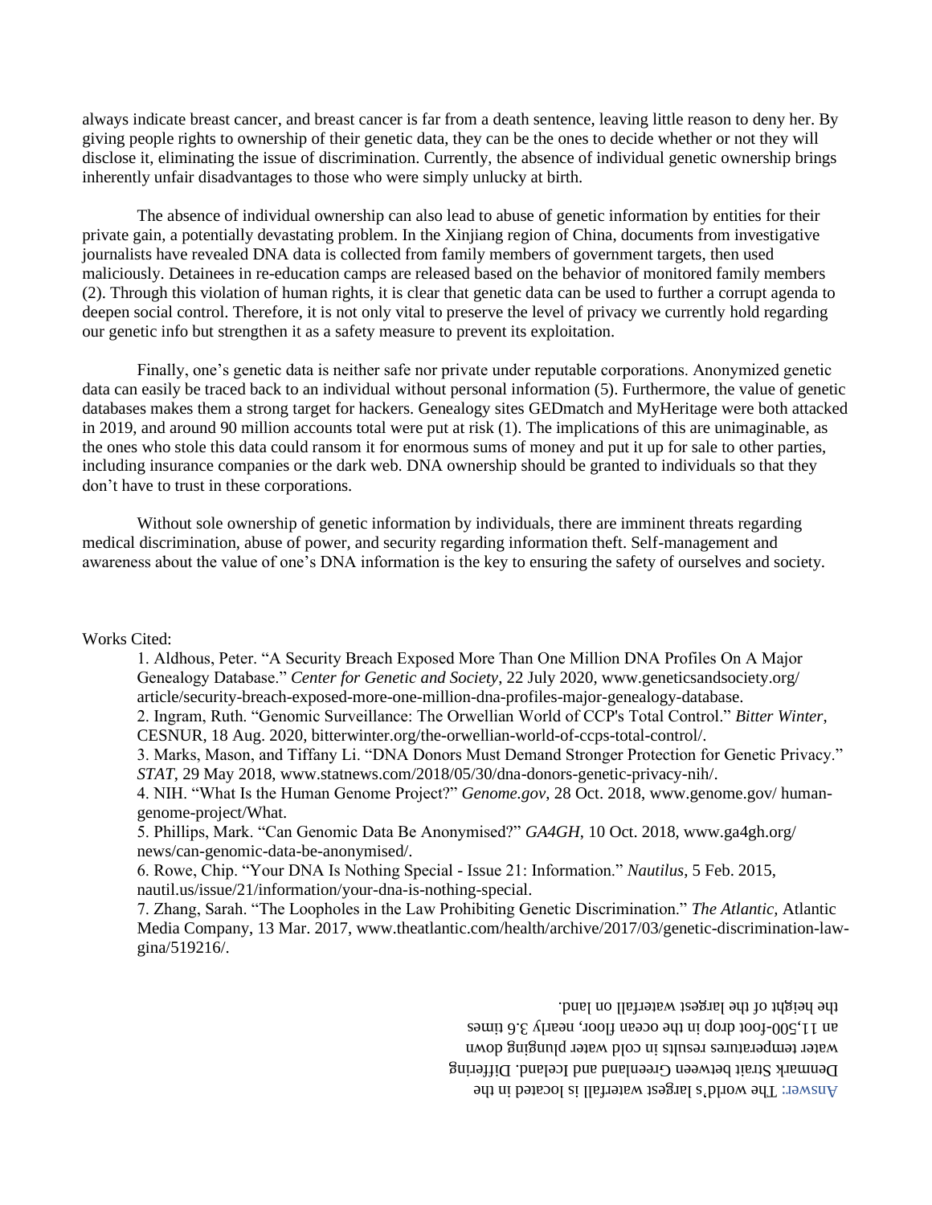always indicate breast cancer, and breast cancer is far from a death sentence, leaving little reason to deny her. By giving people rights to ownership of their genetic data, they can be the ones to decide whether or not they will disclose it, eliminating the issue of discrimination. Currently, the absence of individual genetic ownership brings inherently unfair disadvantages to those who were simply unlucky at birth.

The absence of individual ownership can also lead to abuse of genetic information by entities for their private gain, a potentially devastating problem. In the Xinjiang region of China, documents from investigative journalists have revealed DNA data is collected from family members of government targets, then used maliciously. Detainees in re-education camps are released based on the behavior of monitored family members (2). Through this violation of human rights, it is clear that genetic data can be used to further a corrupt agenda to deepen social control. Therefore, it is not only vital to preserve the level of privacy we currently hold regarding our genetic info but strengthen it as a safety measure to prevent its exploitation.

Finally, one's genetic data is neither safe nor private under reputable corporations. Anonymized genetic data can easily be traced back to an individual without personal information (5). Furthermore, the value of genetic databases makes them a strong target for hackers. Genealogy sites GEDmatch and MyHeritage were both attacked in 2019, and around 90 million accounts total were put at risk (1). The implications of this are unimaginable, as the ones who stole this data could ransom it for enormous sums of money and put it up for sale to other parties, including insurance companies or the dark web. DNA ownership should be granted to individuals so that they don't have to trust in these corporations.

Without sole ownership of genetic information by individuals, there are imminent threats regarding medical discrimination, abuse of power, and security regarding information theft. Self-management and awareness about the value of one's DNA information is the key to ensuring the safety of ourselves and society.

Works Cited:

1. Aldhous, Peter. "A Security Breach Exposed More Than One Million DNA Profiles On A Major Genealogy Database." *Center for Genetic and Society*, 22 July 2020, www.geneticsandsociety.org/ article/security-breach-exposed-more-one-million-dna-profiles-major-genealogy-database.
2. Ingram, Ruth. "Genomic Surveillance: The Orwellian World of CCP's Total Control." *Bitter Winter*, CESNUR, 18 Aug. 2020, bitterwinter.org/the-orwellian-world-of-ccps-total-control/.
3. Marks, Mason, and Tiffany Li. "DNA Donors Must Demand Stronger Protection for Genetic Privacy." *STAT*, 29 May 2018, www.statnews.com/2018/05/30/dna-donors-genetic-privacy-nih/.
4. NIH. "What Is the Human Genome Project?" *Genome.gov*, 28 Oct. 2018, www.genome.gov/ human-genome-project/What.
5. Phillips, Mark. "Can Genomic Data Be Anonymised?" *GA4GH*, 10 Oct. 2018, www.ga4gh.org/ news/can-genomic-data-be-anonymised/.
6. Rowe, Chip. "Your DNA Is Nothing Special - Issue 21: Information." *Nautilus*, 5 Feb. 2015, nautil.us/issue/21/information/your-dna-is-nothing-special.
7. Zhang, Sarah. "The Loopholes in the Law Prohibiting Genetic Discrimination." *The Atlantic*, Atlantic Media Company, 13 Mar. 2017, www.theatlantic.com/health/archive/2017/03/genetic-discrimination-law-gina/519216/.

Answer: The world's largest waterfall is located in the Denmark Strait between Greenland and Iceland. Differing water temperatures results in cold water plunging down an 11,500-foot drop in the ocean floor, nearly 3.6 times the height of the largest waterfall on land.